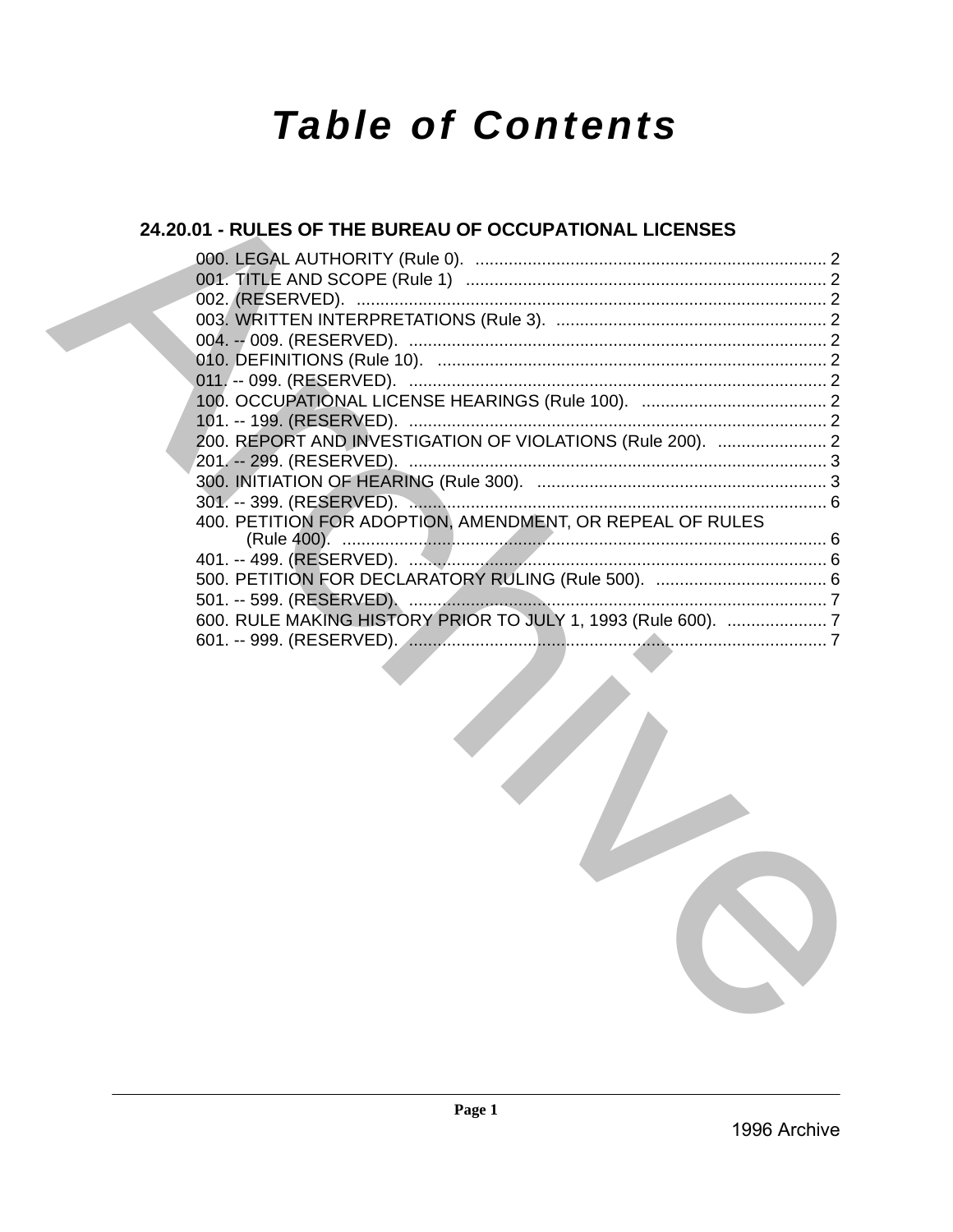# Table of Contents

## 24.20.01 - RULES OF THE BUREAU OF OCCUPATIONAL LICENSES

000. LEGAL AUTHORITY (Rule 0). .......... 2
001. TITLE AND SCOPE (Rule 1) .......... 2
002. (RESERVED). .......... 2
003. WRITTEN INTERPRETATIONS (Rule 3). .......... 2
004. -- 009. (RESERVED). .......... 2
010. DEFINITIONS (Rule 10). .......... 2
011. -- 099. (RESERVED). .......... 2
100. OCCUPATIONAL LICENSE HEARINGS (Rule 100). .......... 2
101. -- 199. (RESERVED). .......... 2
200. REPORT AND INVESTIGATION OF VIOLATIONS (Rule 200). .......... 2
201. -- 299. (RESERVED). .......... 3
300. INITIATION OF HEARING (Rule 300). .......... 3
301. -- 399. (RESERVED). .......... 6
400. PETITION FOR ADOPTION, AMENDMENT, OR REPEAL OF RULES (Rule 400). .......... 6
401. -- 499. (RESERVED). .......... 6
500. PETITION FOR DECLARATORY RULING (Rule 500). .......... 6
501. -- 599. (RESERVED). .......... 7
600. RULE MAKING HISTORY PRIOR TO JULY 1, 1993 (Rule 600). .......... 7
601. -- 999. (RESERVED). .......... 7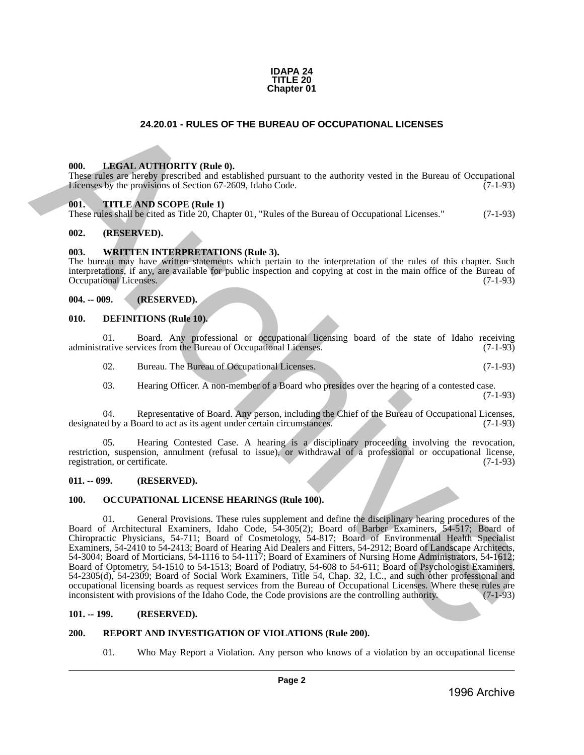**IDAPA 24**
**TITLE 20**
**Chapter 01**

# 24.20.01 - RULES OF THE BUREAU OF OCCUPATIONAL LICENSES

### 000. LEGAL AUTHORITY (Rule 0).

These rules are hereby prescribed and established pursuant to the authority vested in the Bureau of Occupational Licenses by the provisions of Section 67-2609, Idaho Code. (7-1-93)

### 001. TITLE AND SCOPE (Rule 1)

These rules shall be cited as Title 20, Chapter 01, "Rules of the Bureau of Occupational Licenses." (7-1-93)

### 002. (RESERVED).

### 003. WRITTEN INTERPRETATIONS (Rule 3).

The bureau may have written statements which pertain to the interpretation of the rules of this chapter. Such interpretations, if any, are available for public inspection and copying at cost in the main office of the Bureau of Occupational Licenses. (7-1-93)

### 004. -- 009. (RESERVED).

### 010. DEFINITIONS (Rule 10).

01. Board. Any professional or occupational licensing board of the state of Idaho receiving administrative services from the Bureau of Occupational Licenses. (7-1-93)

02. Bureau. The Bureau of Occupational Licenses. (7-1-93)

03. Hearing Officer. A non-member of a Board who presides over the hearing of a contested case. (7-1-93)

04. Representative of Board. Any person, including the Chief of the Bureau of Occupational Licenses, designated by a Board to act as its agent under certain circumstances. (7-1-93)

05. Hearing Contested Case. A hearing is a disciplinary proceeding involving the revocation, restriction, suspension, annulment (refusal to issue), or withdrawal of a professional or occupational license, registration, or certificate. (7-1-93)

### 011. -- 099. (RESERVED).

### 100. OCCUPATIONAL LICENSE HEARINGS (Rule 100).

01. General Provisions. These rules supplement and define the disciplinary hearing procedures of the Board of Architectural Examiners, Idaho Code, 54-305(2); Board of Barber Examiners, 54-517; Board of Chiropractic Physicians, 54-711; Board of Cosmetology, 54-817; Board of Environmental Health Specialist Examiners, 54-2410 to 54-2413; Board of Hearing Aid Dealers and Fitters, 54-2912; Board of Landscape Architects, 54-3004; Board of Morticians, 54-1116 to 54-1117; Board of Examiners of Nursing Home Administrators, 54-1612; Board of Optometry, 54-1510 to 54-1513; Board of Podiatry, 54-608 to 54-611; Board of Psychologist Examiners, 54-2305(d), 54-2309; Board of Social Work Examiners, Title 54, Chap. 32, I.C., and such other professional and occupational licensing boards as request services from the Bureau of Occupational Licenses. Where these rules are inconsistent with provisions of the Idaho Code, the Code provisions are the controlling authority. (7-1-93)

### 101. -- 199. (RESERVED).

### 200. REPORT AND INVESTIGATION OF VIOLATIONS (Rule 200).

01. Who May Report a Violation. Any person who knows of a violation by an occupational license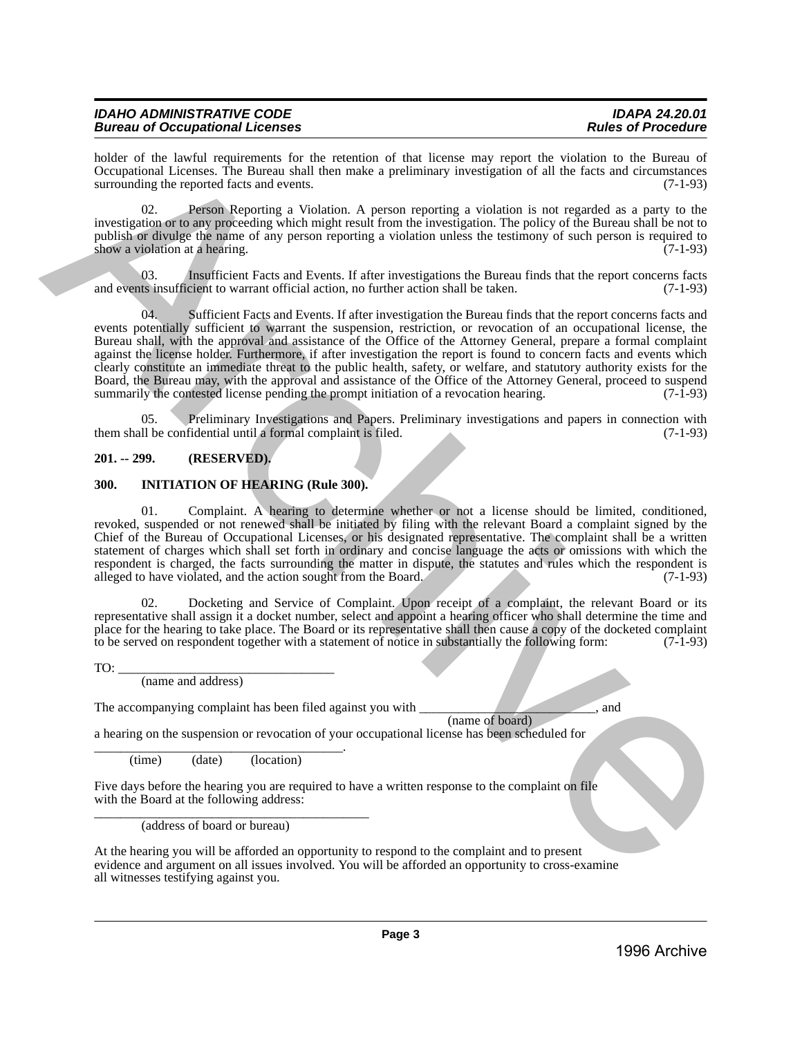holder of the lawful requirements for the retention of that license may report the violation to the Bureau of Occupational Licenses. The Bureau shall then make a preliminary investigation of all the facts and circumstances surrounding the reported facts and events. (7-1-93)

02. Person Reporting a Violation. A person reporting a violation is not regarded as a party to the investigation or to any proceeding which might result from the investigation. The policy of the Bureau shall be not to publish or divulge the name of any person reporting a violation unless the testimony of such person is required to show a violation at a hearing. (7-1-93)

03. Insufficient Facts and Events. If after investigations the Bureau finds that the report concerns facts and events insufficient to warrant official action, no further action shall be taken. (7-1-93)

04. Sufficient Facts and Events. If after investigation the Bureau finds that the report concerns facts and events potentially sufficient to warrant the suspension, restriction, or revocation of an occupational license, the Bureau shall, with the approval and assistance of the Office of the Attorney General, prepare a formal complaint against the license holder. Furthermore, if after investigation the report is found to concern facts and events which clearly constitute an immediate threat to the public health, safety, or welfare, and statutory authority exists for the Board, the Bureau may, with the approval and assistance of the Office of the Attorney General, proceed to suspend summarily the contested license pending the prompt initiation of a revocation hearing. (7-1-93)

05. Preliminary Investigations and Papers. Preliminary investigations and papers in connection with them shall be confidential until a formal complaint is filed. (7-1-93)

**201. -- 299. (RESERVED).**

**300. INITIATION OF HEARING (Rule 300).**

01. Complaint. A hearing to determine whether or not a license should be limited, conditioned, revoked, suspended or not renewed shall be initiated by filing with the relevant Board a complaint signed by the Chief of the Bureau of Occupational Licenses, or his designated representative. The complaint shall be a written statement of charges which shall set forth in ordinary and concise language the acts or omissions with which the respondent is charged, the facts surrounding the matter in dispute, the statutes and rules which the respondent is alleged to have violated, and the action sought from the Board. (7-1-93)

02. Docketing and Service of Complaint. Upon receipt of a complaint, the relevant Board or its representative shall assign it a docket number, select and appoint a hearing officer who shall determine the time and place for the hearing to take place. The Board or its representative shall then cause a copy of the docketed complaint to be served on respondent together with a statement of notice in substantially the following form: (7-1-93)

TO: ________________________________
(name and address)

The accompanying complaint has been filed against you with __________________________, and
(name of board)
a hearing on the suspension or revocation of your occupational license has been scheduled for
______________________________________.
(time) (date) (location)

Five days before the hearing you are required to have a written response to the complaint on file with the Board at the following address:
__________________________________________
(address of board or bureau)

At the hearing you will be afforded an opportunity to respond to the complaint and to present evidence and argument on all issues involved. You will be afforded an opportunity to cross-examine all witnesses testifying against you.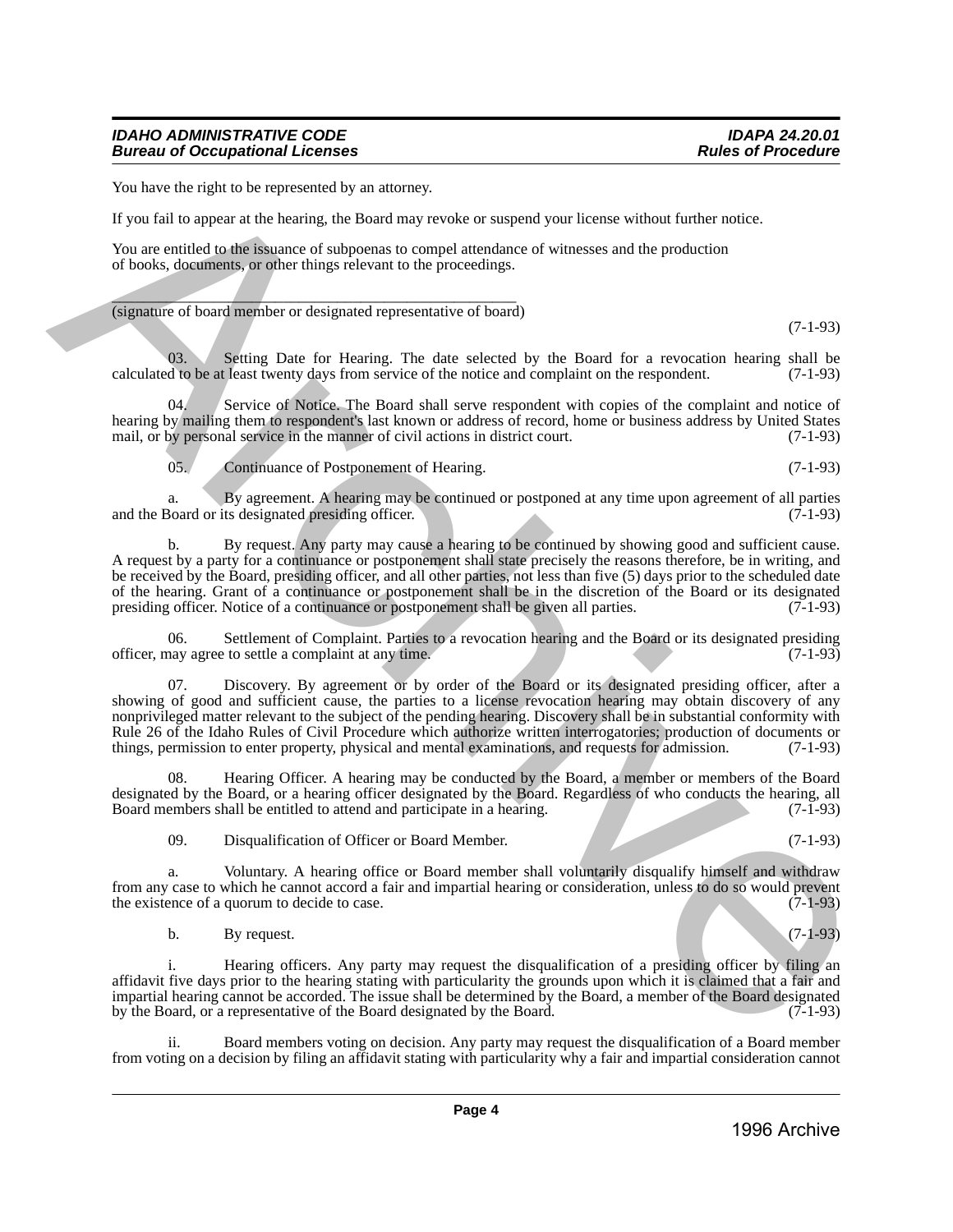You have the right to be represented by an attorney.

If you fail to appear at the hearing, the Board may revoke or suspend your license without further notice.

You are entitled to the issuance of subpoenas to compel attendance of witnesses and the production of books, documents, or other things relevant to the proceedings.

\_\_\_\_\_\_\_\_\_\_\_\_\_\_\_\_\_\_\_\_\_\_\_\_\_\_\_\_\_\_\_\_\_\_\_\_\_\_\_\_\_\_\_\_\_\_\_\_

(signature of board member or designated representative of board)

(7-1-93)

03. Setting Date for Hearing. The date selected by the Board for a revocation hearing shall be calculated to be at least twenty days from service of the notice and complaint on the respondent. (7-1-93)

04. Service of Notice. The Board shall serve respondent with copies of the complaint and notice of hearing by mailing them to respondent's last known or address of record, home or business address by United States mail, or by personal service in the manner of civil actions in district court. (7-1-93)

05. Continuance of Postponement of Hearing. (7-1-93)

a. By agreement. A hearing may be continued or postponed at any time upon agreement of all parties and the Board or its designated presiding officer. (7-1-93)

b. By request. Any party may cause a hearing to be continued by showing good and sufficient cause. A request by a party for a continuance or postponement shall state precisely the reasons therefore, be in writing, and be received by the Board, presiding officer, and all other parties, not less than five (5) days prior to the scheduled date of the hearing. Grant of a continuance or postponement shall be in the discretion of the Board or its designated presiding officer. Notice of a continuance or postponement shall be given all parties. (7-1-93)

06. Settlement of Complaint. Parties to a revocation hearing and the Board or its designated presiding officer, may agree to settle a complaint at any time. (7-1-93)

07. Discovery. By agreement or by order of the Board or its designated presiding officer, after a showing of good and sufficient cause, the parties to a license revocation hearing may obtain discovery of any nonprivileged matter relevant to the subject of the pending hearing. Discovery shall be in substantial conformity with Rule 26 of the Idaho Rules of Civil Procedure which authorize written interrogatories; production of documents or things, permission to enter property, physical and mental examinations, and requests for admission. (7-1-93)

08. Hearing Officer. A hearing may be conducted by the Board, a member or members of the Board designated by the Board, or a hearing officer designated by the Board. Regardless of who conducts the hearing, all Board members shall be entitled to attend and participate in a hearing. (7-1-93)

09. Disqualification of Officer or Board Member. (7-1-93)

a. Voluntary. A hearing office or Board member shall voluntarily disqualify himself and withdraw from any case to which he cannot accord a fair and impartial hearing or consideration, unless to do so would prevent the existence of a quorum to decide to case. (7-1-93)

b. By request. (7-1-93)

i. Hearing officers. Any party may request the disqualification of a presiding officer by filing an affidavit five days prior to the hearing stating with particularity the grounds upon which it is claimed that a fair and impartial hearing cannot be accorded. The issue shall be determined by the Board, a member of the Board designated by the Board, or a representative of the Board designated by the Board. (7-1-93)

ii. Board members voting on decision. Any party may request the disqualification of a Board member from voting on a decision by filing an affidavit stating with particularity why a fair and impartial consideration cannot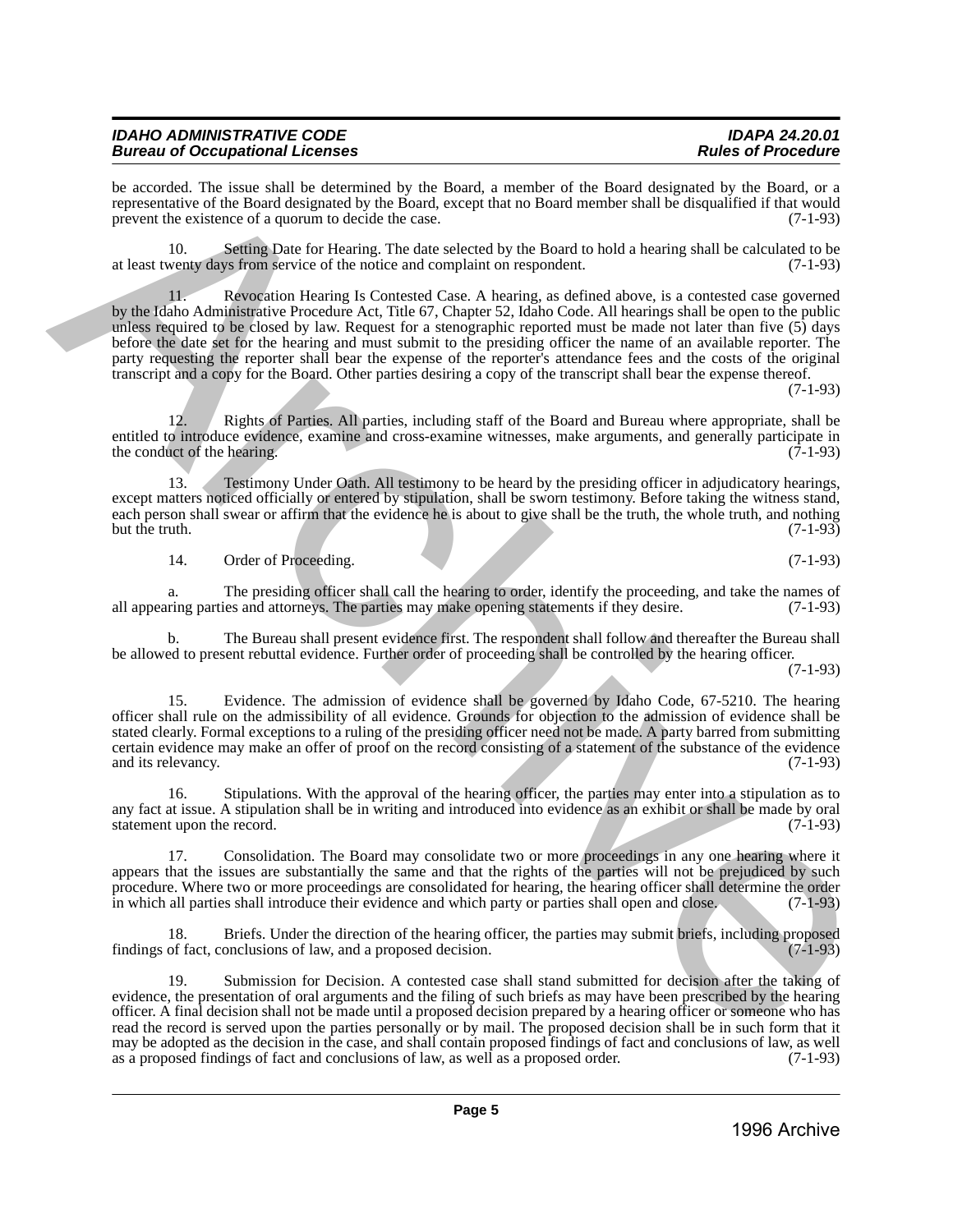be accorded. The issue shall be determined by the Board, a member of the Board designated by the Board, or a representative of the Board designated by the Board, except that no Board member shall be disqualified if that would prevent the existence of a quorum to decide the case. (7-1-93)

10. Setting Date for Hearing. The date selected by the Board to hold a hearing shall be calculated to be at least twenty days from service of the notice and complaint on respondent. (7-1-93)

11. Revocation Hearing Is Contested Case. A hearing, as defined above, is a contested case governed by the Idaho Administrative Procedure Act, Title 67, Chapter 52, Idaho Code. All hearings shall be open to the public unless required to be closed by law. Request for a stenographic reported must be made not later than five (5) days before the date set for the hearing and must submit to the presiding officer the name of an available reporter. The party requesting the reporter shall bear the expense of the reporter's attendance fees and the costs of the original transcript and a copy for the Board. Other parties desiring a copy of the transcript shall bear the expense thereof. (7-1-93)

12. Rights of Parties. All parties, including staff of the Board and Bureau where appropriate, shall be entitled to introduce evidence, examine and cross-examine witnesses, make arguments, and generally participate in the conduct of the hearing. (7-1-93)

13. Testimony Under Oath. All testimony to be heard by the presiding officer in adjudicatory hearings, except matters noticed officially or entered by stipulation, shall be sworn testimony. Before taking the witness stand, each person shall swear or affirm that the evidence he is about to give shall be the truth, the whole truth, and nothing but the truth. (7-1-93)

14. Order of Proceeding. (7-1-93)

a. The presiding officer shall call the hearing to order, identify the proceeding, and take the names of all appearing parties and attorneys. The parties may make opening statements if they desire. (7-1-93)

b. The Bureau shall present evidence first. The respondent shall follow and thereafter the Bureau shall be allowed to present rebuttal evidence. Further order of proceeding shall be controlled by the hearing officer. (7-1-93)

15. Evidence. The admission of evidence shall be governed by Idaho Code, 67-5210. The hearing officer shall rule on the admissibility of all evidence. Grounds for objection to the admission of evidence shall be stated clearly. Formal exceptions to a ruling of the presiding officer need not be made. A party barred from submitting certain evidence may make an offer of proof on the record consisting of a statement of the substance of the evidence and its relevancy. (7-1-93)

16. Stipulations. With the approval of the hearing officer, the parties may enter into a stipulation as to any fact at issue. A stipulation shall be in writing and introduced into evidence as an exhibit or shall be made by oral statement upon the record. (7-1-93)

17. Consolidation. The Board may consolidate two or more proceedings in any one hearing where it appears that the issues are substantially the same and that the rights of the parties will not be prejudiced by such procedure. Where two or more proceedings are consolidated for hearing, the hearing officer shall determine the order in which all parties shall introduce their evidence and which party or parties shall open and close. (7-1-93)

18. Briefs. Under the direction of the hearing officer, the parties may submit briefs, including proposed findings of fact, conclusions of law, and a proposed decision. (7-1-93)

19. Submission for Decision. A contested case shall stand submitted for decision after the taking of evidence, the presentation of oral arguments and the filing of such briefs as may have been prescribed by the hearing officer. A final decision shall not be made until a proposed decision prepared by a hearing officer or someone who has read the record is served upon the parties personally or by mail. The proposed decision shall be in such form that it may be adopted as the decision in the case, and shall contain proposed findings of fact and conclusions of law, as well as a proposed findings of fact and conclusions of law, as well as a proposed order. (7-1-93)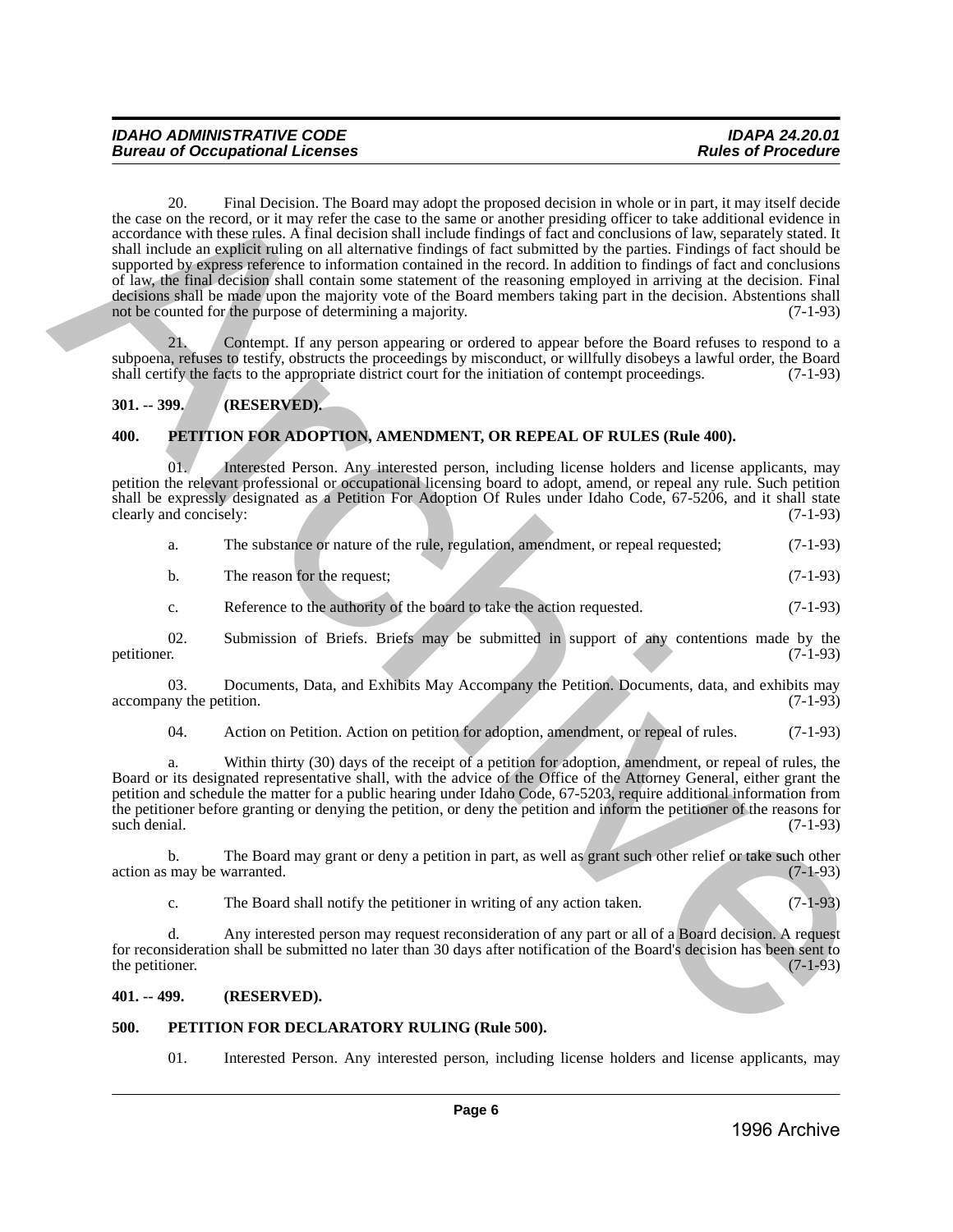20. Final Decision. The Board may adopt the proposed decision in whole or in part, it may itself decide the case on the record, or it may refer the case to the same or another presiding officer to take additional evidence in accordance with these rules. A final decision shall include findings of fact and conclusions of law, separately stated. It shall include an explicit ruling on all alternative findings of fact submitted by the parties. Findings of fact should be supported by express reference to information contained in the record. In addition to findings of fact and conclusions of law, the final decision shall contain some statement of the reasoning employed in arriving at the decision. Final decisions shall be made upon the majority vote of the Board members taking part in the decision. Abstentions shall not be counted for the purpose of determining a majority. (7-1-93)

21. Contempt. If any person appearing or ordered to appear before the Board refuses to respond to a subpoena, refuses to testify, obstructs the proceedings by misconduct, or willfully disobeys a lawful order, the Board shall certify the facts to the appropriate district court for the initiation of contempt proceedings. (7-1-93)

**301. -- 399. (RESERVED).**

**400. PETITION FOR ADOPTION, AMENDMENT, OR REPEAL OF RULES (Rule 400).**

01. Interested Person. Any interested person, including license holders and license applicants, may petition the relevant professional or occupational licensing board to adopt, amend, or repeal any rule. Such petition shall be expressly designated as a Petition For Adoption Of Rules under Idaho Code, 67-5206, and it shall state clearly and concisely: (7-1-93)

a. The substance or nature of the rule, regulation, amendment, or repeal requested; (7-1-93)

b. The reason for the request; (7-1-93)

c. Reference to the authority of the board to take the action requested. (7-1-93)

02. Submission of Briefs. Briefs may be submitted in support of any contentions made by the petitioner. (7-1-93)

03. Documents, Data, and Exhibits May Accompany the Petition. Documents, data, and exhibits may accompany the petition. (7-1-93)

04. Action on Petition. Action on petition for adoption, amendment, or repeal of rules. (7-1-93)

a. Within thirty (30) days of the receipt of a petition for adoption, amendment, or repeal of rules, the Board or its designated representative shall, with the advice of the Office of the Attorney General, either grant the petition and schedule the matter for a public hearing under Idaho Code, 67-5203, require additional information from the petitioner before granting or denying the petition, or deny the petition and inform the petitioner of the reasons for such denial. (7-1-93)

b. The Board may grant or deny a petition in part, as well as grant such other relief or take such other action as may be warranted. (7-1-93)

c. The Board shall notify the petitioner in writing of any action taken. (7-1-93)

d. Any interested person may request reconsideration of any part or all of a Board decision. A request for reconsideration shall be submitted no later than 30 days after notification of the Board's decision has been sent to the petitioner. (7-1-93)

**401. -- 499. (RESERVED).**

**500. PETITION FOR DECLARATORY RULING (Rule 500).**

01. Interested Person. Any interested person, including license holders and license applicants, may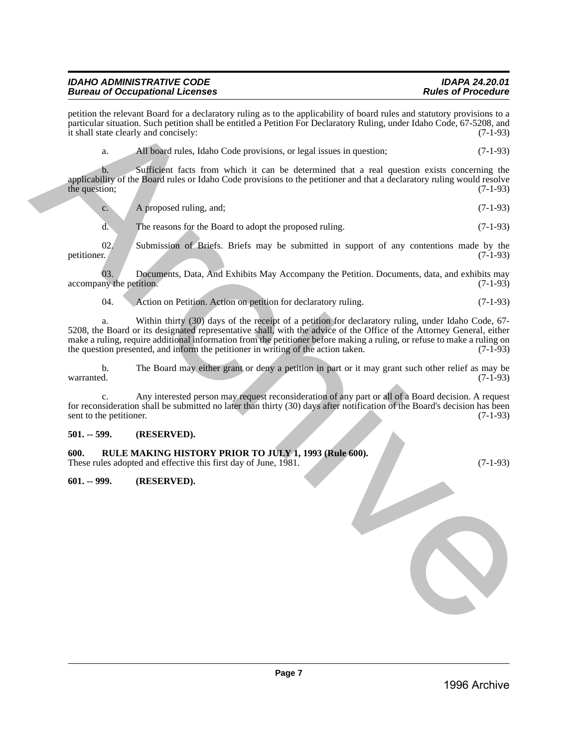petition the relevant Board for a declaratory ruling as to the applicability of board rules and statutory provisions to a particular situation. Such petition shall be entitled a Petition For Declaratory Ruling, under Idaho Code, 67-5208, and it shall state clearly and concisely: (7-1-93)

a. All board rules, Idaho Code provisions, or legal issues in question; (7-1-93)

b. Sufficient facts from which it can be determined that a real question exists concerning the applicability of the Board rules or Idaho Code provisions to the petitioner and that a declaratory ruling would resolve the question; (7-1-93)

c. A proposed ruling, and; (7-1-93)

d. The reasons for the Board to adopt the proposed ruling. (7-1-93)

02. Submission of Briefs. Briefs may be submitted in support of any contentions made by the petitioner. (7-1-93)

03. Documents, Data, And Exhibits May Accompany the Petition. Documents, data, and exhibits may accompany the petition. (7-1-93)

04. Action on Petition. Action on petition for declaratory ruling. (7-1-93)

a. Within thirty (30) days of the receipt of a petition for declaratory ruling, under Idaho Code, 67-5208, the Board or its designated representative shall, with the advice of the Office of the Attorney General, either make a ruling, require additional information from the petitioner before making a ruling, or refuse to make a ruling on the question presented, and inform the petitioner in writing of the action taken. (7-1-93)

b. The Board may either grant or deny a petition in part or it may grant such other relief as may be warranted. (7-1-93)

c. Any interested person may request reconsideration of any part or all of a Board decision. A request for reconsideration shall be submitted no later than thirty (30) days after notification of the Board's decision has been sent to the petitioner. (7-1-93)

**501. -- 599. (RESERVED).**

**600. RULE MAKING HISTORY PRIOR TO JULY 1, 1993 (Rule 600).**
These rules adopted and effective this first day of June, 1981. (7-1-93)

**601. -- 999. (RESERVED).**